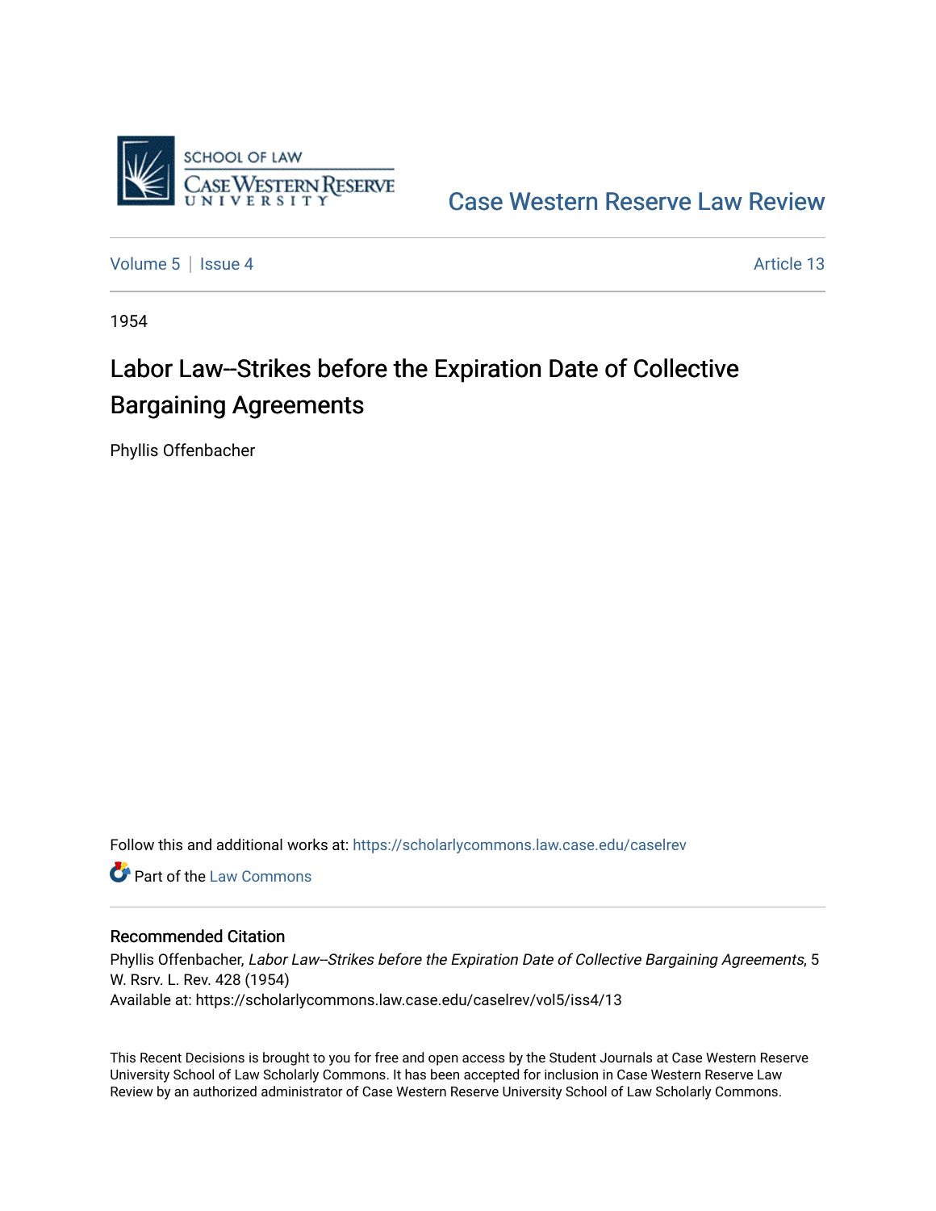Case Western Reserve Law Review

Volume 5 | Issue 4 Article 13

1954

# Labor Law--Strikes before the Expiration Date of Collective Bargaining Agreements

Phyllis Offenbacher

Follow this and additional works at: https://scholarlycommons.law.case.edu/caselrev

Part of the Law Commons

## Recommended Citation

Phyllis Offenbacher, *Labor Law--Strikes before the Expiration Date of Collective Bargaining Agreements*, 5 W. Rsrv. L. Rev. 428 (1954)

Available at: https://scholarlycommons.law.case.edu/caselrev/vol5/iss4/13

This Recent Decisions is brought to you for free and open access by the Student Journals at Case Western Reserve University School of Law Scholarly Commons. It has been accepted for inclusion in Case Western Reserve Law Review by an authorized administrator of Case Western Reserve University School of Law Scholarly Commons.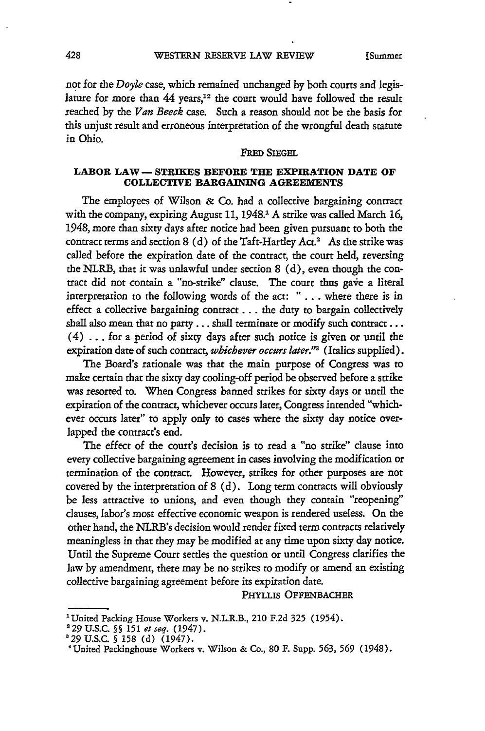not for the *Doyle* case, which remained unchanged by both courts and legislature for more than 44 years,[12] the court would have followed the result reached by the *Van Beeck* case. Such a reason should not be the basis for this unjust result and erroneous interpretation of the wrongful death statute in Ohio.

FRED SIEGEL

## LABOR LAW — STRIKES BEFORE THE EXPIRATION DATE OF COLLECTIVE BARGAINING AGREEMENTS

The employees of Wilson & Co. had a collective bargaining contract with the company, expiring August 11, 1948.[1] A strike was called March 16, 1948, more than sixty days after notice had been given pursuant to both the contract terms and section 8 (d) of the Taft-Hartley Act.[2] As the strike was called before the expiration date of the contract, the court held, reversing the NLRB, that it was unlawful under section 8 (d), even though the contract did not contain a "no-strike" clause. The court thus gave a literal interpretation to the following words of the act: " . . . where there is in effect a collective bargaining contract . . . the duty to bargain collectively shall also mean that no party . . . shall terminate or modify such contract . . . (4) . . . for a period of sixty days after such notice is given or until the expiration date of such contract, *whichever occurs later*."[3] (Italics supplied).

The Board's rationale was that the main purpose of Congress was to make certain that the sixty day cooling-off period be observed before a strike was resorted to. When Congress banned strikes for sixty days or until the expiration of the contract, whichever occurs later, Congress intended "whichever occurs later" to apply only to cases where the sixty day notice overlapped the contract's end.

The effect of the court's decision is to read a "no strike" clause into every collective bargaining agreement in cases involving the modification or termination of the contract. However, strikes for other purposes are not covered by the interpretation of 8 (d). Long term contracts will obviously be less attractive to unions, and even though they contain "reopening" clauses, labor's most effective economic weapon is rendered useless. On the other hand, the NLRB's decision would render fixed term contracts relatively meaningless in that they may be modified at any time upon sixty day notice. Until the Supreme Court settles the question or until Congress clarifies the law by amendment, there may be no strikes to modify or amend an existing collective bargaining agreement before its expiration date.

PHYLLIS OFFENBACHER

---

[1] United Packing House Workers v. N.L.R.B., 210 F.2d 325 (1954).

[2] 29 U.S.C. §§ 151 *et seq.* (1947).

[3] 29 U.S.C. § 158 (d) (1947).

[4] United Packinghouse Workers v. Wilson & Co., 80 F. Supp. 563, 569 (1948).